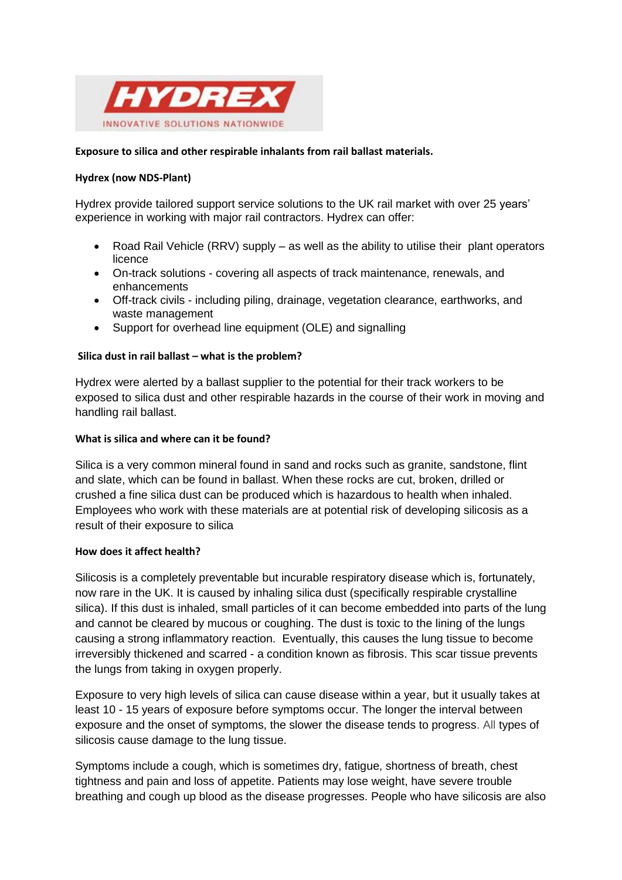HYDREX

INNOVATIVE SOLUTIONS NATIONWIDE

**Exposure to silica and other respirable inhalants from rail ballast materials.**

**Hydrex (now NDS-Plant)**

Hydrex provide tailored support service solutions to the UK rail market with over 25 years' experience in working with major rail contractors. Hydrex can offer:

- Road Rail Vehicle (RRV) supply – as well as the ability to utilise their plant operators licence
- On-track solutions - covering all aspects of track maintenance, renewals, and enhancements
- Off-track civils - including piling, drainage, vegetation clearance, earthworks, and waste management
- Support for overhead line equipment (OLE) and signalling

**Silica dust in rail ballast – what is the problem?**

Hydrex were alerted by a ballast supplier to the potential for their track workers to be exposed to silica dust and other respirable hazards in the course of their work in moving and handling rail ballast.

**What is silica and where can it be found?**

Silica is a very common mineral found in sand and rocks such as granite, sandstone, flint and slate, which can be found in ballast. When these rocks are cut, broken, drilled or crushed a fine silica dust can be produced which is hazardous to health when inhaled. Employees who work with these materials are at potential risk of developing silicosis as a result of their exposure to silica

**How does it affect health?**

Silicosis is a completely preventable but incurable respiratory disease which is, fortunately, now rare in the UK. It is caused by inhaling silica dust (specifically respirable crystalline silica). If this dust is inhaled, small particles of it can become embedded into parts of the lung and cannot be cleared by mucous or coughing. The dust is toxic to the lining of the lungs causing a strong inflammatory reaction. Eventually, this causes the lung tissue to become irreversibly thickened and scarred - a condition known as fibrosis. This scar tissue prevents the lungs from taking in oxygen properly.

Exposure to very high levels of silica can cause disease within a year, but it usually takes at least 10 - 15 years of exposure before symptoms occur. The longer the interval between exposure and the onset of symptoms, the slower the disease tends to progress. All types of silicosis cause damage to the lung tissue.

Symptoms include a cough, which is sometimes dry, fatigue, shortness of breath, chest tightness and pain and loss of appetite. Patients may lose weight, have severe trouble breathing and cough up blood as the disease progresses. People who have silicosis are also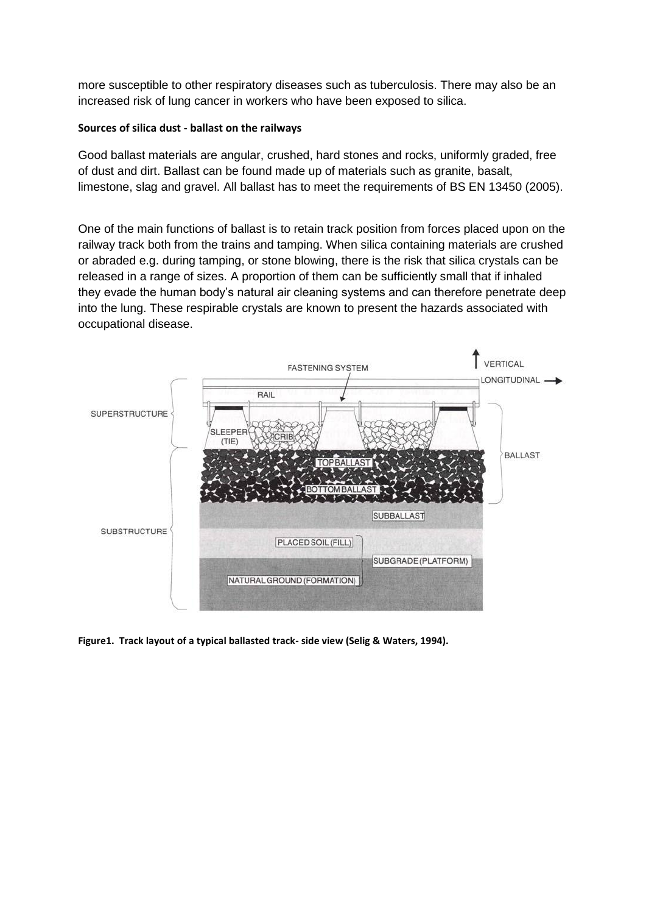more susceptible to other respiratory diseases such as tuberculosis. There may also be an increased risk of lung cancer in workers who have been exposed to silica.

**Sources of silica dust - ballast on the railways**

Good ballast materials are angular, crushed, hard stones and rocks, uniformly graded, free of dust and dirt. Ballast can be found made up of materials such as granite, basalt, limestone, slag and gravel. All ballast has to meet the requirements of BS EN 13450 (2005).

One of the main functions of ballast is to retain track position from forces placed upon on the railway track both from the trains and tamping. When silica containing materials are crushed or abraded e.g. during tamping, or stone blowing, there is the risk that silica crystals can be released in a range of sizes. A proportion of them can be sufficiently small that if inhaled they evade the human body's natural air cleaning systems and can therefore penetrate deep into the lung. These respirable crystals are known to present the hazards associated with occupational disease.

**Figure1. Track layout of a typical ballasted track- side view (Selig & Waters, 1994).**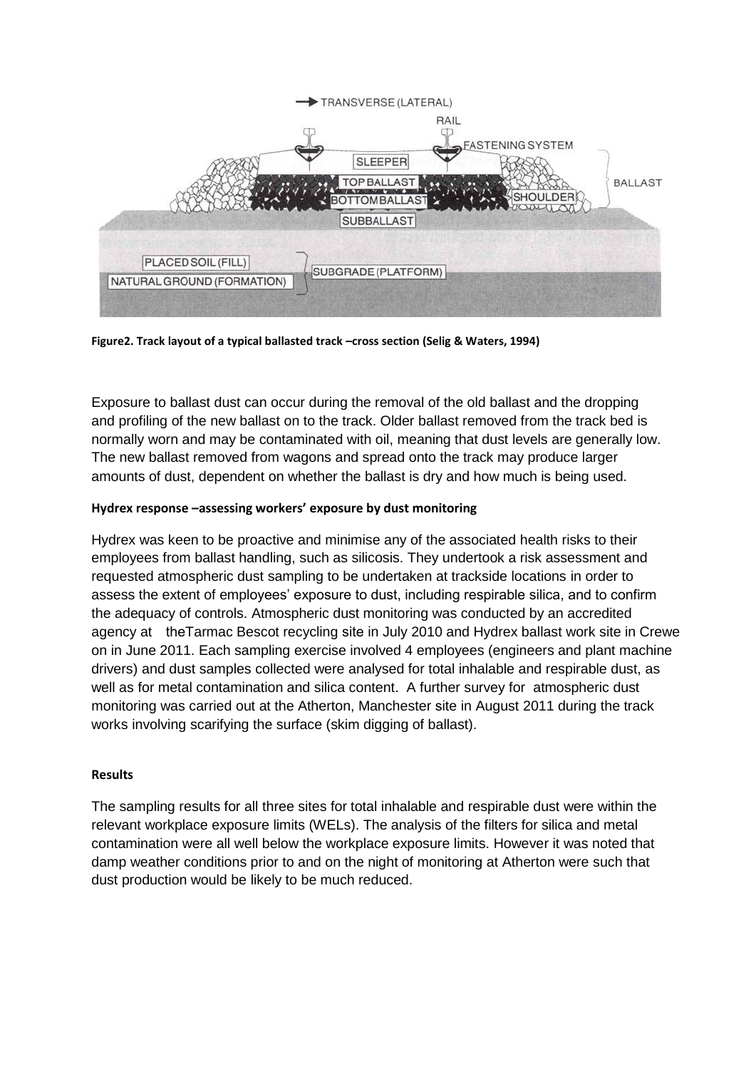**Figure2. Track layout of a typical ballasted track –cross section (Selig & Waters, 1994)**

Exposure to ballast dust can occur during the removal of the old ballast and the dropping and profiling of the new ballast on to the track. Older ballast removed from the track bed is normally worn and may be contaminated with oil, meaning that dust levels are generally low. The new ballast removed from wagons and spread onto the track may produce larger amounts of dust, dependent on whether the ballast is dry and how much is being used.

**Hydrex response –assessing workers' exposure by dust monitoring**

Hydrex was keen to be proactive and minimise any of the associated health risks to their employees from ballast handling, such as silicosis. They undertook a risk assessment and requested atmospheric dust sampling to be undertaken at trackside locations in order to assess the extent of employees' exposure to dust, including respirable silica, and to confirm the adequacy of controls. Atmospheric dust monitoring was conducted by an accredited agency at theTarmac Bescot recycling site in July 2010 and Hydrex ballast work site in Crewe on in June 2011. Each sampling exercise involved 4 employees (engineers and plant machine drivers) and dust samples collected were analysed for total inhalable and respirable dust, as well as for metal contamination and silica content. A further survey for atmospheric dust monitoring was carried out at the Atherton, Manchester site in August 2011 during the track works involving scarifying the surface (skim digging of ballast).

**Results**

The sampling results for all three sites for total inhalable and respirable dust were within the relevant workplace exposure limits (WELs). The analysis of the filters for silica and metal contamination were all well below the workplace exposure limits. However it was noted that damp weather conditions prior to and on the night of monitoring at Atherton were such that dust production would be likely to be much reduced.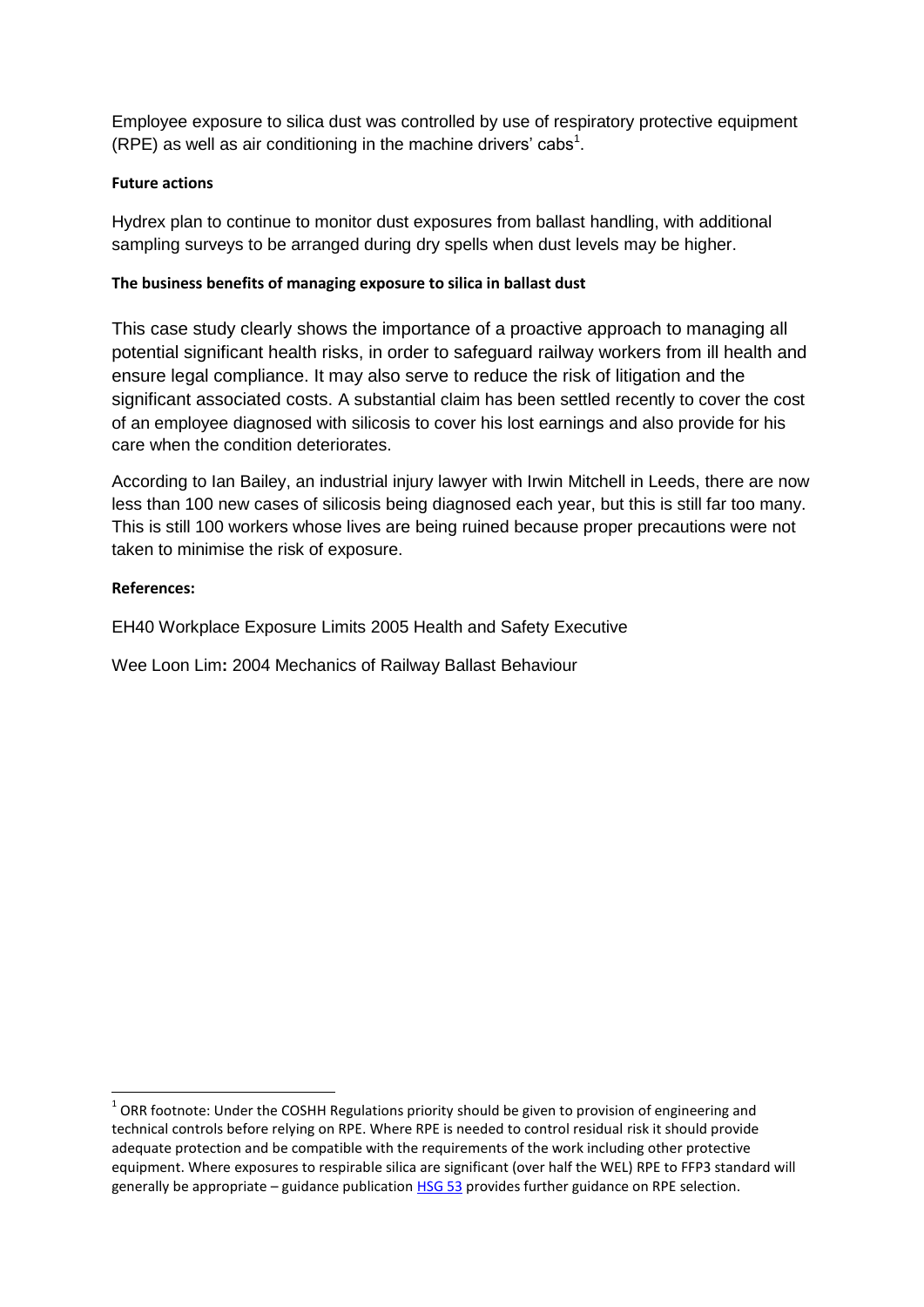Employee exposure to silica dust was controlled by use of respiratory protective equipment (RPE) as well as air conditioning in the machine drivers' cabs[1].

**Future actions**

Hydrex plan to continue to monitor dust exposures from ballast handling, with additional sampling surveys to be arranged during dry spells when dust levels may be higher.

**The business benefits of managing exposure to silica in ballast dust**

This case study clearly shows the importance of a proactive approach to managing all potential significant health risks, in order to safeguard railway workers from ill health and ensure legal compliance. It may also serve to reduce the risk of litigation and the significant associated costs. A substantial claim has been settled recently to cover the cost of an employee diagnosed with silicosis to cover his lost earnings and also provide for his care when the condition deteriorates.

According to Ian Bailey, an industrial injury lawyer with Irwin Mitchell in Leeds, there are now less than 100 new cases of silicosis being diagnosed each year, but this is still far too many. This is still 100 workers whose lives are being ruined because proper precautions were not taken to minimise the risk of exposure.

**References:**

EH40 Workplace Exposure Limits 2005 Health and Safety Executive

Wee Loon Lim**:** 2004 Mechanics of Railway Ballast Behaviour

---

[1] ORR footnote: Under the COSHH Regulations priority should be given to provision of engineering and technical controls before relying on RPE. Where RPE is needed to control residual risk it should provide adequate protection and be compatible with the requirements of the work including other protective equipment. Where exposures to respirable silica are significant (over half the WEL) RPE to FFP3 standard will generally be appropriate – guidance publication HSG 53 provides further guidance on RPE selection.